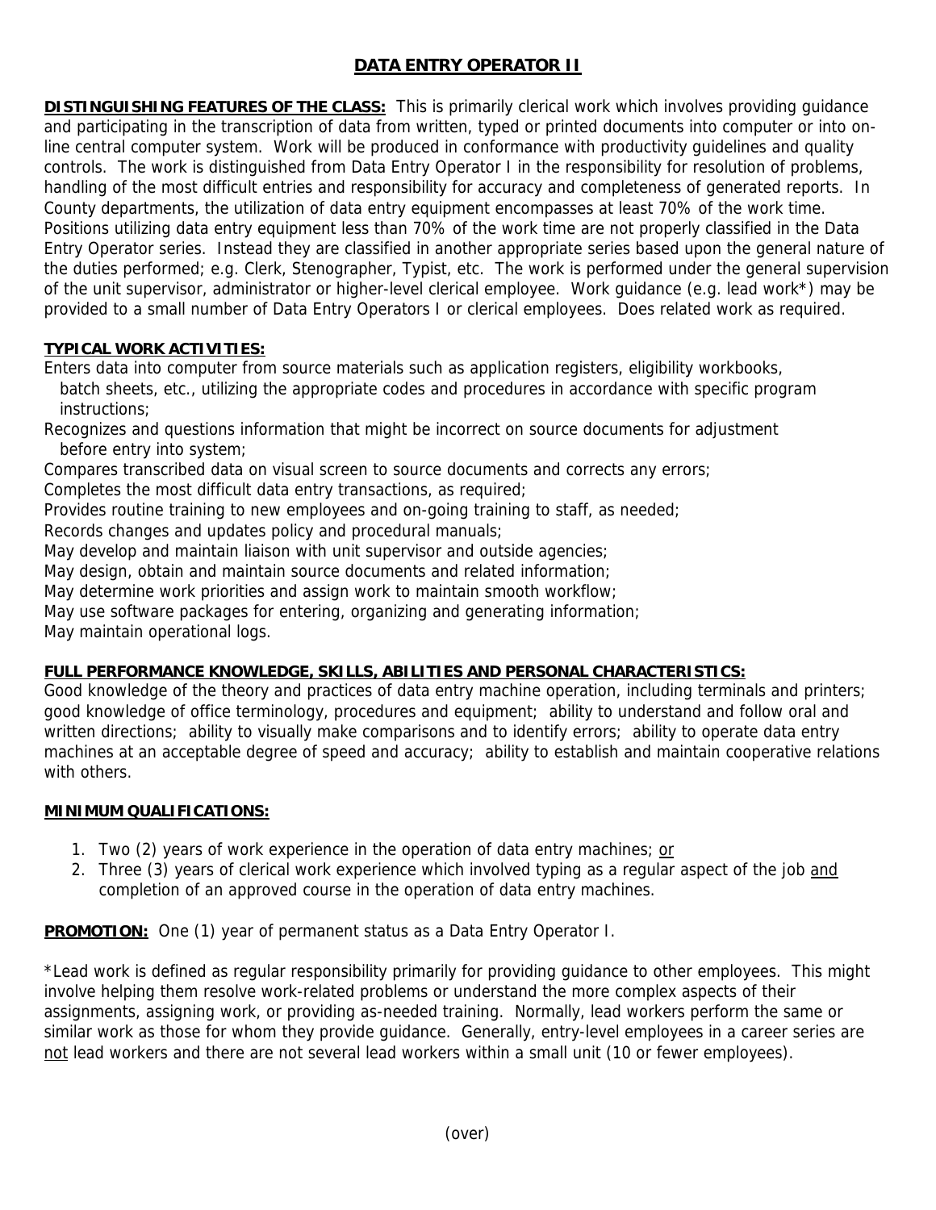# DATA ENTRY OPERATOR II

**DISTINGUISHING FEATURES OF THE CLASS:** This is primarily clerical work which involves providing guidance and participating in the transcription of data from written, typed or printed documents into computer or into on-line central computer system. Work will be produced in conformance with productivity guidelines and quality controls. The work is distinguished from Data Entry Operator I in the responsibility for resolution of problems, handling of the most difficult entries and responsibility for accuracy and completeness of generated reports. In County departments, the utilization of data entry equipment encompasses at least 70% of the work time. Positions utilizing data entry equipment less than 70% of the work time are not properly classified in the Data Entry Operator series. Instead they are classified in another appropriate series based upon the general nature of the duties performed; e.g. Clerk, Stenographer, Typist, etc. The work is performed under the general supervision of the unit supervisor, administrator or higher-level clerical employee. Work guidance (e.g. lead work*) may be provided to a small number of Data Entry Operators I or clerical employees. Does related work as required.

**TYPICAL WORK ACTIVITIES:**

Enters data into computer from source materials such as application registers, eligibility workbooks, batch sheets, etc., utilizing the appropriate codes and procedures in accordance with specific program instructions;
Recognizes and questions information that might be incorrect on source documents for adjustment before entry into system;
Compares transcribed data on visual screen to source documents and corrects any errors;
Completes the most difficult data entry transactions, as required;
Provides routine training to new employees and on-going training to staff, as needed;
Records changes and updates policy and procedural manuals;
May develop and maintain liaison with unit supervisor and outside agencies;
May design, obtain and maintain source documents and related information;
May determine work priorities and assign work to maintain smooth workflow;
May use software packages for entering, organizing and generating information;
May maintain operational logs.

**FULL PERFORMANCE KNOWLEDGE, SKILLS, ABILITIES AND PERSONAL CHARACTERISTICS:**

Good knowledge of the theory and practices of data entry machine operation, including terminals and printers; good knowledge of office terminology, procedures and equipment; ability to understand and follow oral and written directions; ability to visually make comparisons and to identify errors; ability to operate data entry machines at an acceptable degree of speed and accuracy; ability to establish and maintain cooperative relations with others.

**MINIMUM QUALIFICATIONS:**

1. Two (2) years of work experience in the operation of data entry machines; or
2. Three (3) years of clerical work experience which involved typing as a regular aspect of the job and completion of an approved course in the operation of data entry machines.

**PROMOTION:** One (1) year of permanent status as a Data Entry Operator I.

*Lead work is defined as regular responsibility primarily for providing guidance to other employees. This might involve helping them resolve work-related problems or understand the more complex aspects of their assignments, assigning work, or providing as-needed training. Normally, lead workers perform the same or similar work as those for whom they provide guidance. Generally, entry-level employees in a career series are not lead workers and there are not several lead workers within a small unit (10 or fewer employees).

(over)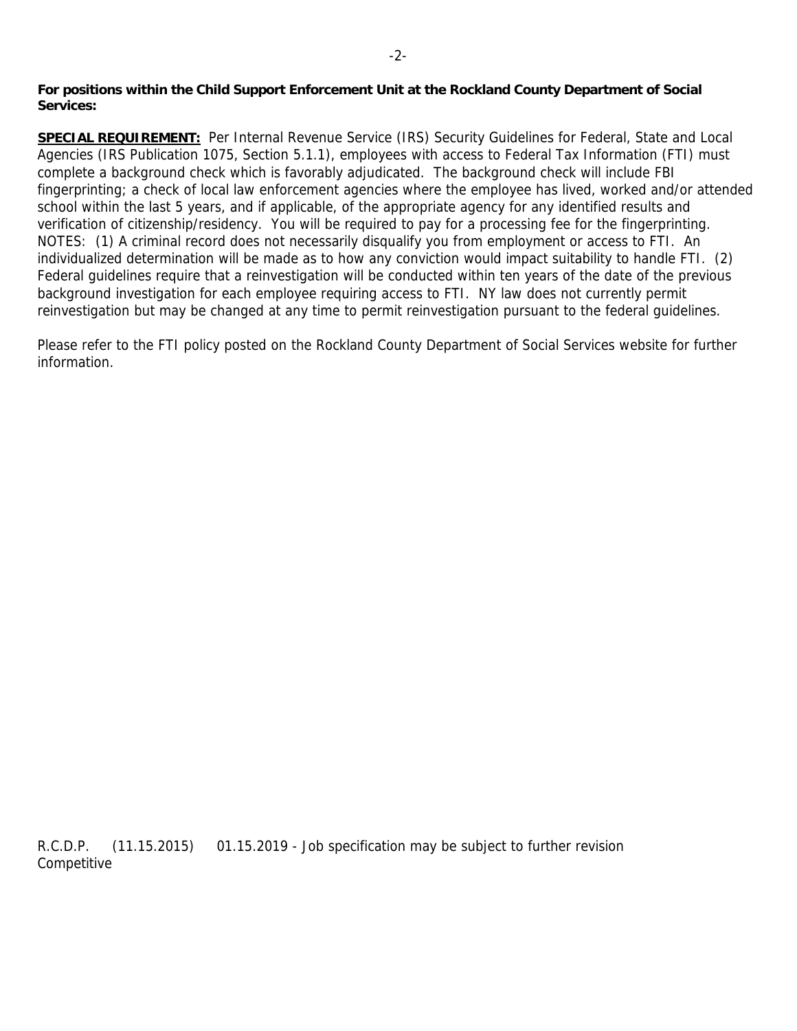**For positions within the Child Support Enforcement Unit at the Rockland County Department of Social Services:**

**SPECIAL REQUIREMENT:** Per Internal Revenue Service (IRS) Security Guidelines for Federal, State and Local Agencies (IRS Publication 1075, Section 5.1.1), employees with access to Federal Tax Information (FTI) must complete a background check which is favorably adjudicated. The background check will include FBI fingerprinting; a check of local law enforcement agencies where the employee has lived, worked and/or attended school within the last 5 years, and if applicable, of the appropriate agency for any identified results and verification of citizenship/residency. You will be required to pay for a processing fee for the fingerprinting. NOTES: (1) A criminal record does not necessarily disqualify you from employment or access to FTI. An individualized determination will be made as to how any conviction would impact suitability to handle FTI. (2) Federal guidelines require that a reinvestigation will be conducted within ten years of the date of the previous background investigation for each employee requiring access to FTI. NY law does not currently permit reinvestigation but may be changed at any time to permit reinvestigation pursuant to the federal guidelines.

Please refer to the FTI policy posted on the Rockland County Department of Social Services website for further information.

R.C.D.P. (11.15.2015) 01.15.2019 - Job specification may be subject to further revision
Competitive